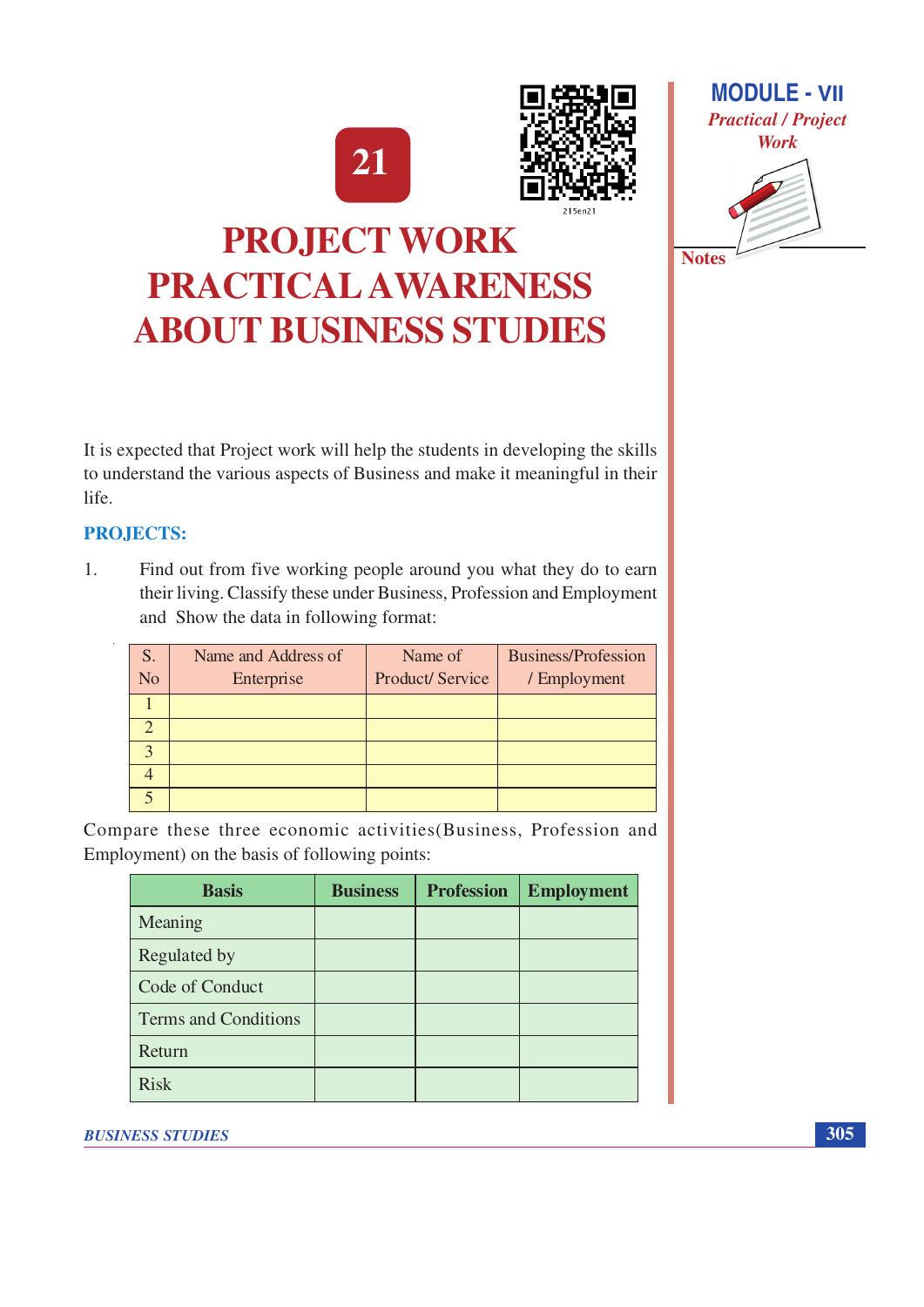# 21

# PROJECT WORK PRACTICAL AWARENESS ABOUT BUSINESS STUDIES

It is expected that Project work will help the students in developing the skills to understand the various aspects of Business and make it meaningful in their life.

## PROJECTS:

1. Find out from five working people around you what they do to earn their living. Classify these under Business, Profession and Employment and Show the data in following format:

| S. No | Name and Address of Enterprise | Name of Product/ Service | Business/Profession / Employment |
|---|---|---|---|
| 1 | | | |
| 2 | | | |
| 3 | | | |
| 4 | | | |
| 5 | | | |

Compare these three economic activities(Business, Profession and Employment) on the basis of following points:

| Basis | Business | Profession | Employment |
|---|---|---|---|
| Meaning | | | |
| Regulated by | | | |
| Code of Conduct | | | |
| Terms and Conditions | | | |
| Return | | | |
| Risk | | | |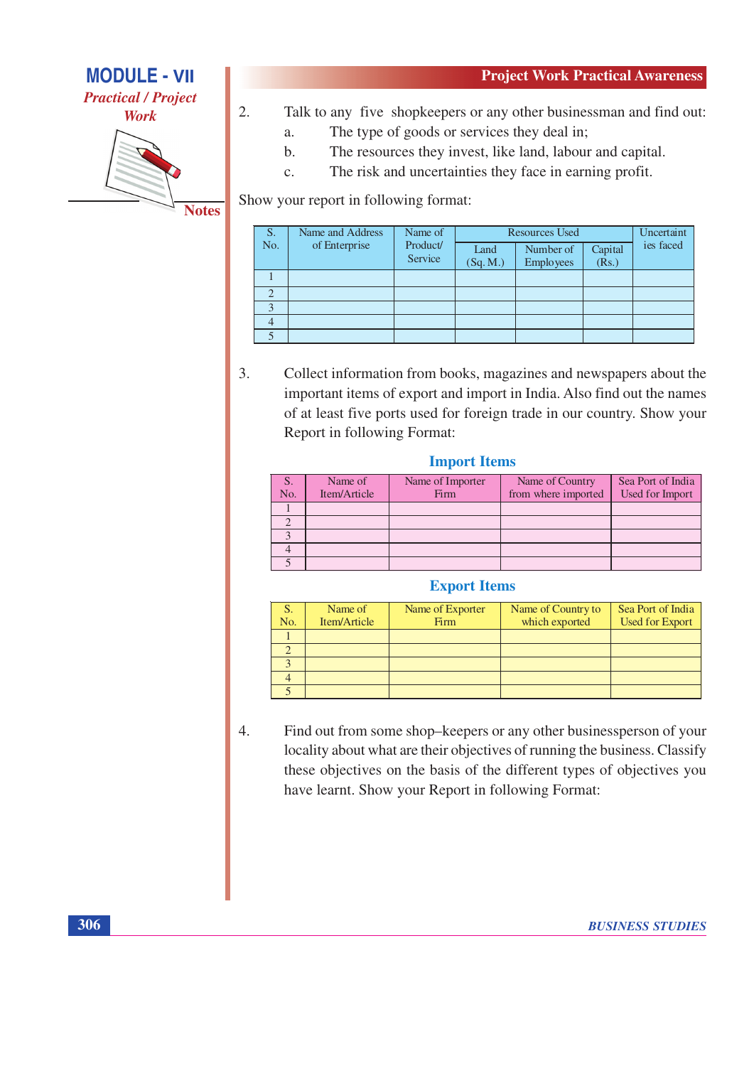2. Talk to any five shopkeepers or any other businessman and find out:

   a. The type of goods or services they deal in;

   b. The resources they invest, like land, labour and capital.

   c. The risk and uncertainties they face in earning profit.

Show your report in following format:

| S. No. | Name and Address of Enterprise | Name of Product/ Service | Resources Used | | | Uncertainties faced |
|---|---|---|---|---|---|---|
| | | | Land (Sq. M.) | Number of Employees | Capital (Rs.) | |
| 1 | | | | | | |
| 2 | | | | | | |
| 3 | | | | | | |
| 4 | | | | | | |
| 5 | | | | | | |

3. Collect information from books, magazines and newspapers about the important items of export and import in India. Also find out the names of at least five ports used for foreign trade in our country. Show your Report in following Format:

### Import Items

| S. No. | Name of Item/Article | Name of Importer Firm | Name of Country from where imported | Sea Port of India Used for Import |
|---|---|---|---|---|
| 1 | | | | |
| 2 | | | | |
| 3 | | | | |
| 4 | | | | |
| 5 | | | | |

### Export Items

| S. No. | Name of Item/Article | Name of Exporter Firm | Name of Country to which exported | Sea Port of India Used for Export |
|---|---|---|---|---|
| 1 | | | | |
| 2 | | | | |
| 3 | | | | |
| 4 | | | | |
| 5 | | | | |

4. Find out from some shop–keepers or any other businessperson of your locality about what are their objectives of running the business. Classify these objectives on the basis of the different types of objectives you have learnt. Show your Report in following Format: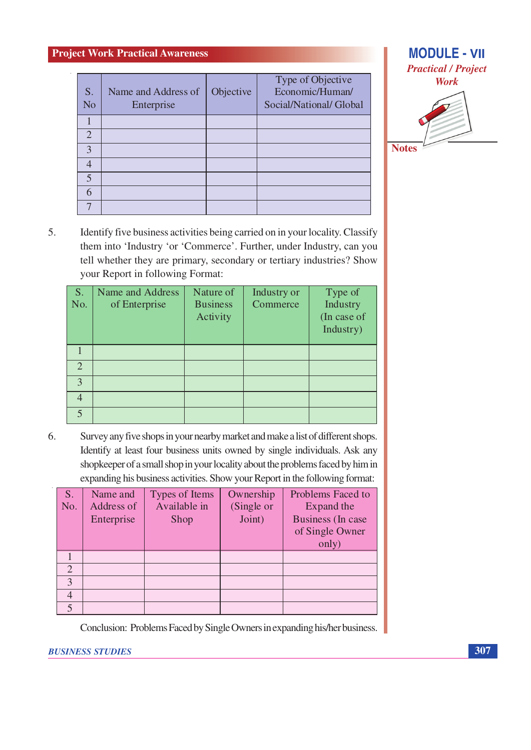| S. No | Name and Address of Enterprise | Objective | Type of Objective Economic/Human/ Social/National/ Global |
|---|---|---|---|
| 1 | | | |
| 2 | | | |
| 3 | | | |
| 4 | | | |
| 5 | | | |
| 6 | | | |
| 7 | | | |

5. Identify five business activities being carried on in your locality. Classify them into 'Industry 'or 'Commerce'. Further, under Industry, can you tell whether they are primary, secondary or tertiary industries? Show your Report in following Format:

| S. No. | Name and Address of Enterprise | Nature of Business Activity | Industry or Commerce | Type of Industry (In case of Industry) |
|---|---|---|---|---|
| 1 | | | | |
| 2 | | | | |
| 3 | | | | |
| 4 | | | | |
| 5 | | | | |

6. Survey any five shops in your nearby market and make a list of different shops. Identify at least four business units owned by single individuals. Ask any shopkeeper of a small shop in your locality about the problems faced by him in expanding his business activities. Show your Report in the following format:

| S. No. | Name and Address of Enterprise | Types of Items Available in Shop | Ownership (Single or Joint) | Problems Faced to Expand the Business (In case of Single Owner only) |
|---|---|---|---|---|
| 1 | | | | |
| 2 | | | | |
| 3 | | | | |
| 4 | | | | |
| 5 | | | | |

Conclusion: Problems Faced by Single Owners in expanding his/her business.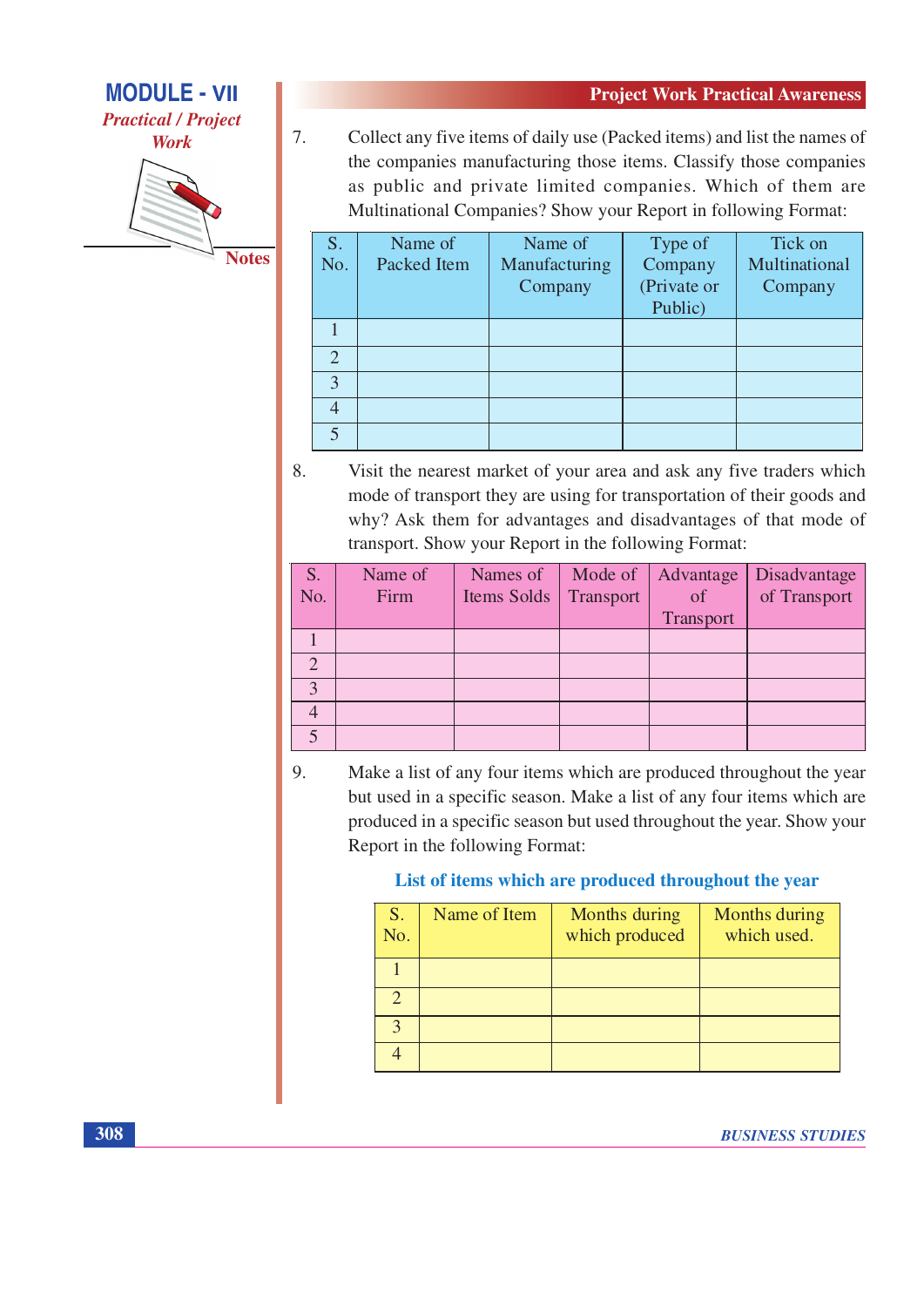7. Collect any five items of daily use (Packed items) and list the names of the companies manufacturing those items. Classify those companies as public and private limited companies. Which of them are Multinational Companies? Show your Report in following Format:

| S. No. | Name of Packed Item | Name of Manufacturing Company | Type of Company (Private or Public) | Tick on Multinational Company |
|---|---|---|---|---|
| 1 | | | | |
| 2 | | | | |
| 3 | | | | |
| 4 | | | | |
| 5 | | | | |

8. Visit the nearest market of your area and ask any five traders which mode of transport they are using for transportation of their goods and why? Ask them for advantages and disadvantages of that mode of transport. Show your Report in the following Format:

| S. No. | Name of Firm | Names of Items Solds | Mode of Transport | Advantage of Transport | Disadvantage of Transport |
|---|---|---|---|---|---|
| 1 | | | | | |
| 2 | | | | | |
| 3 | | | | | |
| 4 | | | | | |
| 5 | | | | | |

9. Make a list of any four items which are produced throughout the year but used in a specific season. Make a list of any four items which are produced in a specific season but used throughout the year. Show your Report in the following Format:

**List of items which are produced throughout the year**

| S. No. | Name of Item | Months during which produced | Months during which used. |
|---|---|---|---|
| 1 | | | |
| 2 | | | |
| 3 | | | |
| 4 | | | |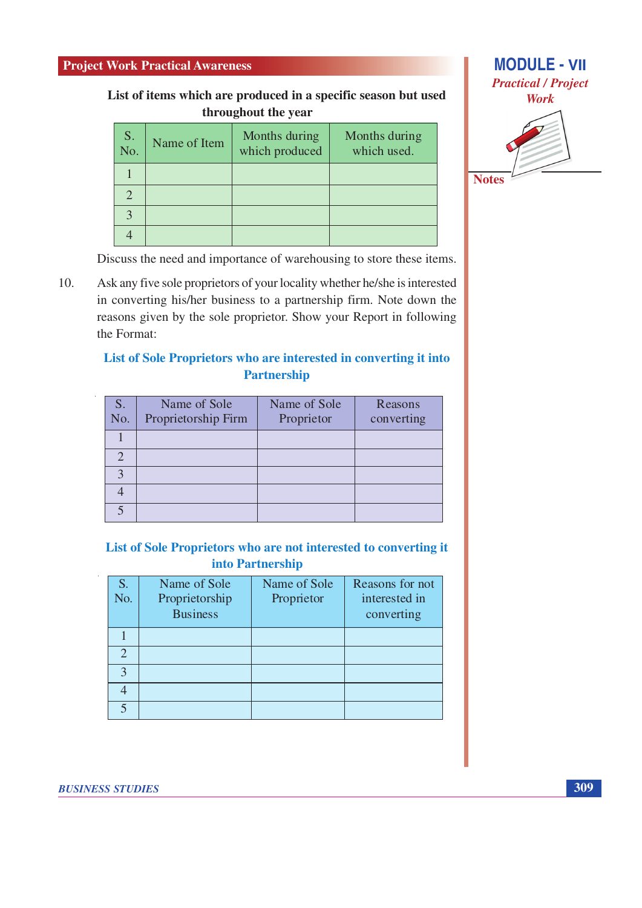**List of items which are produced in a specific season but used throughout the year**

| S. No. | Name of Item | Months during which produced | Months during which used. |
|---|---|---|---|
| 1 | | | |
| 2 | | | |
| 3 | | | |
| 4 | | | |

Discuss the need and importance of warehousing to store these items.

10. Ask any five sole proprietors of your locality whether he/she is interested in converting his/her business to a partnership firm. Note down the reasons given by the sole proprietor. Show your Report in following the Format:

**List of Sole Proprietors who are interested in converting it into Partnership**

| S. No. | Name of Sole Proprietorship Firm | Name of Sole Proprietor | Reasons converting |
|---|---|---|---|
| 1 | | | |
| 2 | | | |
| 3 | | | |
| 4 | | | |
| 5 | | | |

**List of Sole Proprietors who are not interested to converting it into Partnership**

| S. No. | Name of Sole Proprietorship Business | Name of Sole Proprietor | Reasons for not interested in converting |
|---|---|---|---|
| 1 | | | |
| 2 | | | |
| 3 | | | |
| 4 | | | |
| 5 | | | |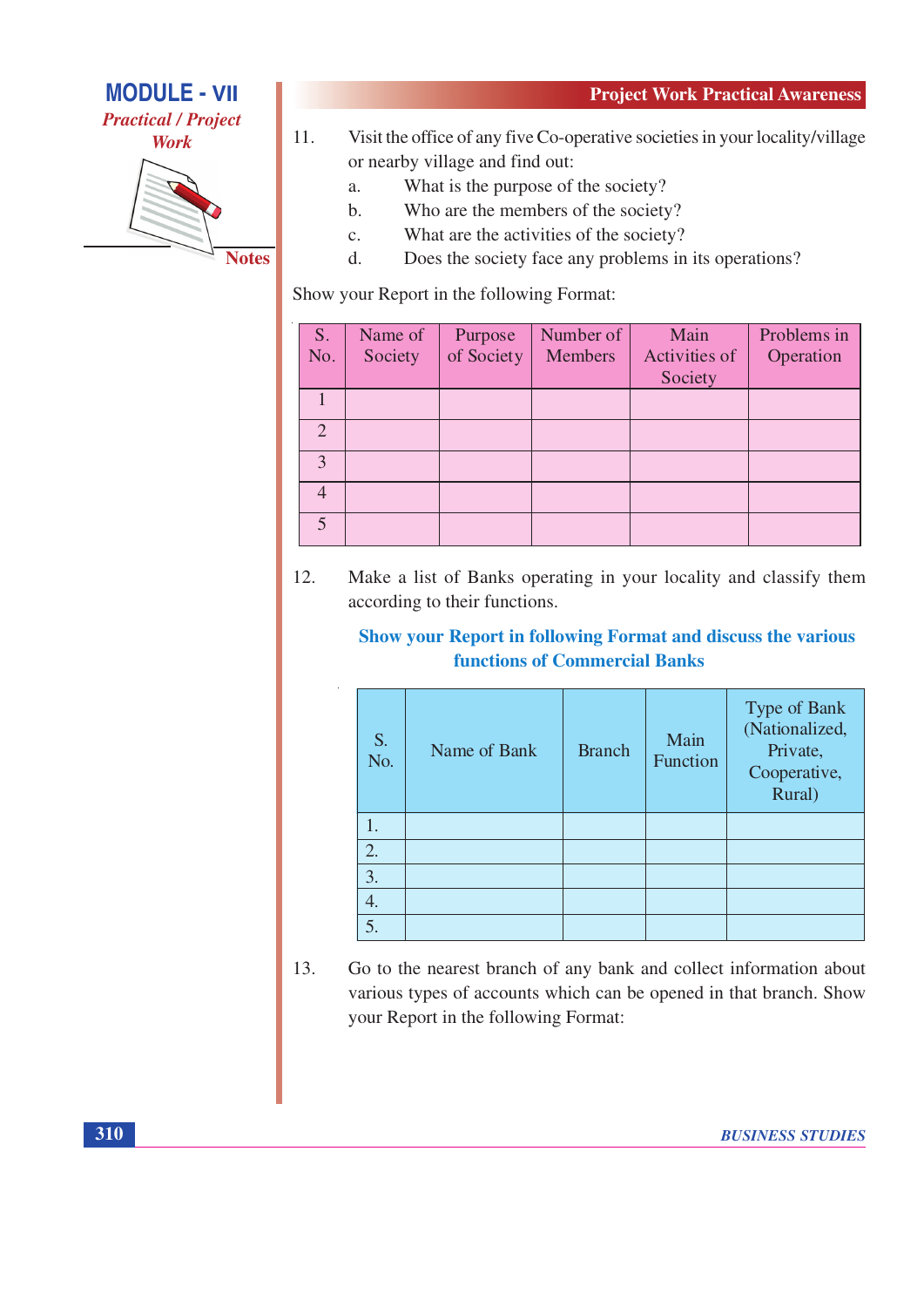11. Visit the office of any five Co-operative societies in your locality/village or nearby village and find out:
    a. What is the purpose of the society?
    b. Who are the members of the society?
    c. What are the activities of the society?
    d. Does the society face any problems in its operations?

Show your Report in the following Format:

| S. No. | Name of Society | Purpose of Society | Number of Members | Main Activities of Society | Problems in Operation |
|---|---|---|---|---|---|
| 1 | | | | | |
| 2 | | | | | |
| 3 | | | | | |
| 4 | | | | | |
| 5 | | | | | |

12. Make a list of Banks operating in your locality and classify them according to their functions.

**Show your Report in following Format and discuss the various functions of Commercial Banks**

| S. No. | Name of Bank | Branch | Main Function | Type of Bank (Nationalized, Private, Cooperative, Rural) |
|---|---|---|---|---|
| 1. | | | | |
| 2. | | | | |
| 3. | | | | |
| 4. | | | | |
| 5. | | | | |

13. Go to the nearest branch of any bank and collect information about various types of accounts which can be opened in that branch. Show your Report in the following Format: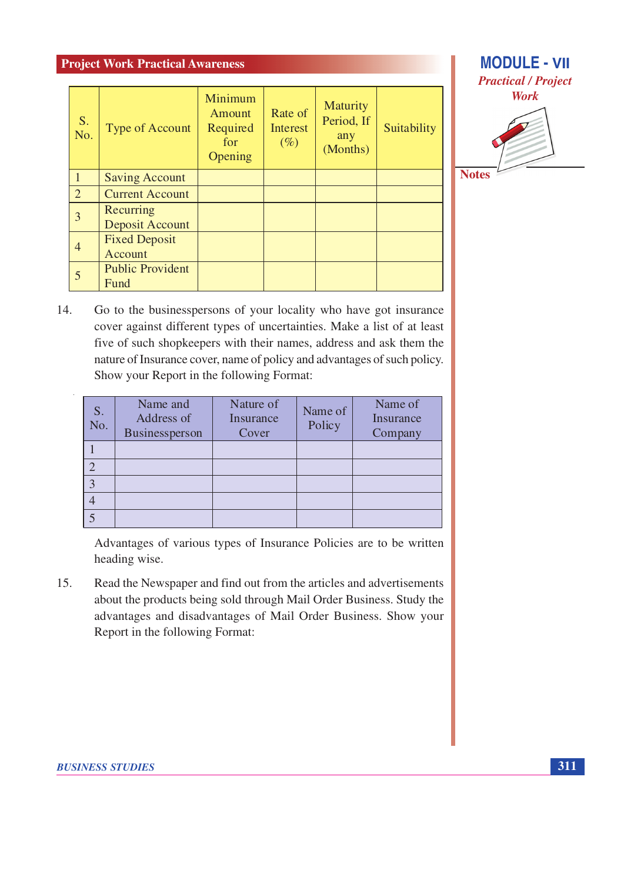| S. No. | Type of Account | Minimum Amount Required for Opening | Rate of Interest (%) | Maturity Period, If any (Months) | Suitability |
|---|---|---|---|---|---|
| 1 | Saving Account | | | | |
| 2 | Current Account | | | | |
| 3 | Recurring Deposit Account | | | | |
| 4 | Fixed Deposit Account | | | | |
| 5 | Public Provident Fund | | | | |

14. Go to the businesspersons of your locality who have got insurance cover against different types of uncertainties. Make a list of at least five of such shopkeepers with their names, address and ask them the nature of Insurance cover, name of policy and advantages of such policy. Show your Report in the following Format:

| S. No. | Name and Address of Businessperson | Nature of Insurance Cover | Name of Policy | Name of Insurance Company |
|---|---|---|---|---|
| 1 | | | | |
| 2 | | | | |
| 3 | | | | |
| 4 | | | | |
| 5 | | | | |

Advantages of various types of Insurance Policies are to be written heading wise.

15. Read the Newspaper and find out from the articles and advertisements about the products being sold through Mail Order Business. Study the advantages and disadvantages of Mail Order Business. Show your Report in the following Format: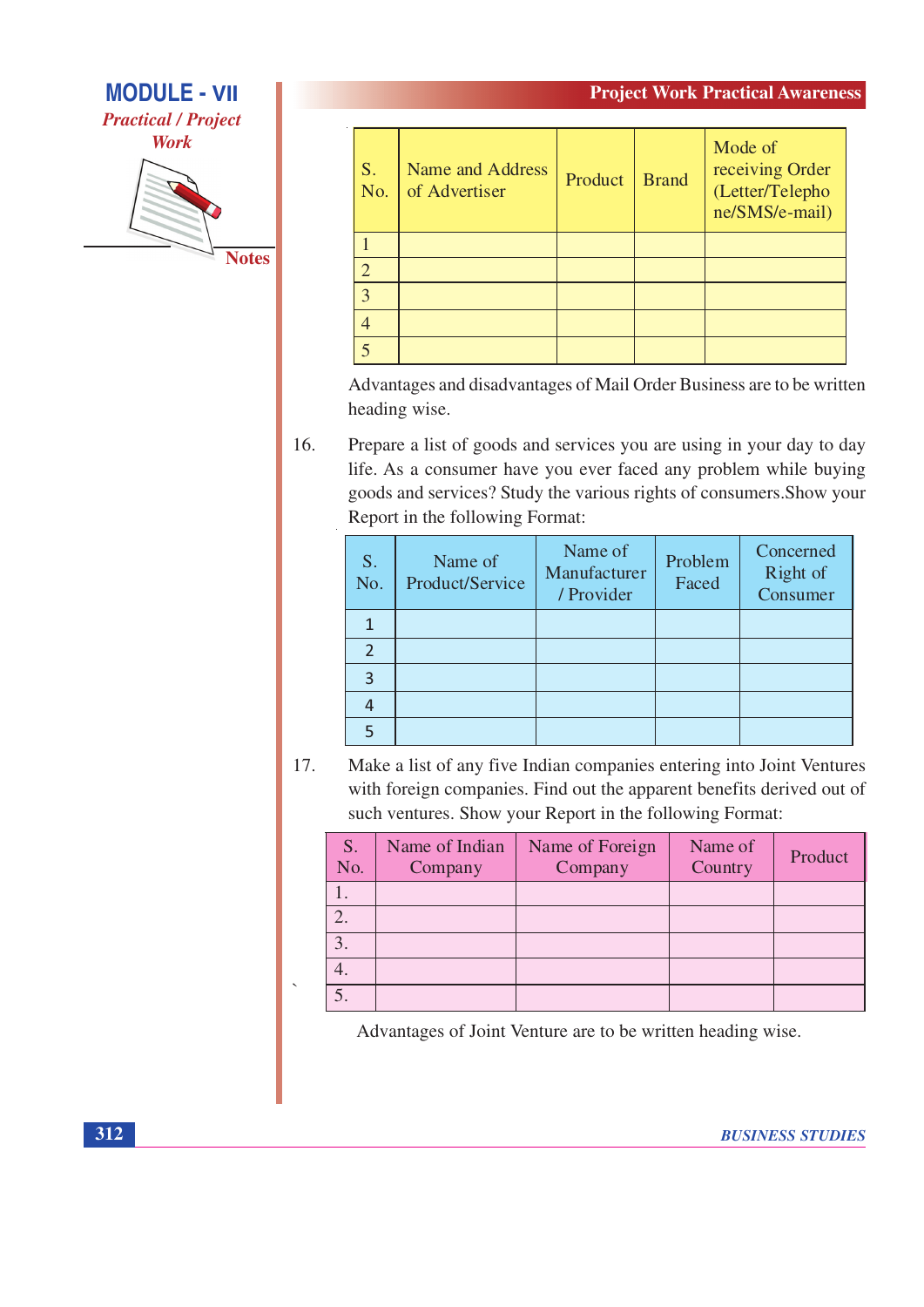| S. No. | Name and Address of Advertiser | Product | Brand | Mode of receiving Order (Letter/Telephone/SMS/e-mail) |
|---|---|---|---|---|
| 1 | | | | |
| 2 | | | | |
| 3 | | | | |
| 4 | | | | |
| 5 | | | | |

Advantages and disadvantages of Mail Order Business are to be written heading wise.

16. Prepare a list of goods and services you are using in your day to day life. As a consumer have you ever faced any problem while buying goods and services? Study the various rights of consumers.Show your Report in the following Format:

| S. No. | Name of Product/Service | Name of Manufacturer / Provider | Problem Faced | Concerned Right of Consumer |
|---|---|---|---|---|
| 1 | | | | |
| 2 | | | | |
| 3 | | | | |
| 4 | | | | |
| 5 | | | | |

17. Make a list of any five Indian companies entering into Joint Ventures with foreign companies. Find out the apparent benefits derived out of such ventures. Show your Report in the following Format:

| S. No. | Name of Indian Company | Name of Foreign Company | Name of Country | Product |
|---|---|---|---|---|
| 1. | | | | |
| 2. | | | | |
| 3. | | | | |
| 4. | | | | |
| 5. | | | | |

Advantages of Joint Venture are to be written heading wise.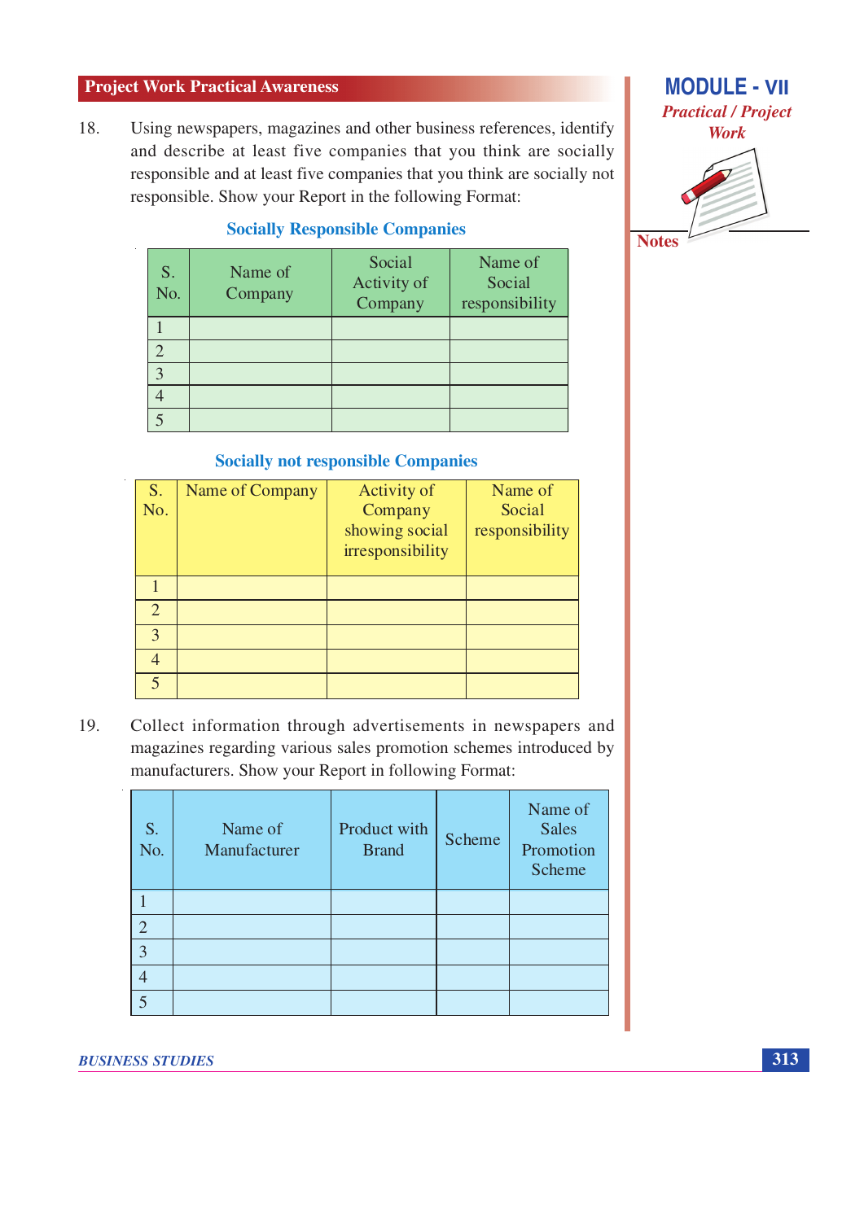18. Using newspapers, magazines and other business references, identify and describe at least five companies that you think are socially responsible and at least five companies that you think are socially not responsible. Show your Report in the following Format:

### Socially Responsible Companies

| S. No. | Name of Company | Social Activity of Company | Name of Social responsibility |
|---|---|---|---|
| 1 | | | |
| 2 | | | |
| 3 | | | |
| 4 | | | |
| 5 | | | |

### Socially not responsible Companies

| S. No. | Name of Company | Activity of Company showing social irresponsibility | Name of Social responsibility |
|---|---|---|---|
| 1 | | | |
| 2 | | | |
| 3 | | | |
| 4 | | | |
| 5 | | | |

19. Collect information through advertisements in newspapers and magazines regarding various sales promotion schemes introduced by manufacturers. Show your Report in following Format:

| S. No. | Name of Manufacturer | Product with Brand | Scheme | Name of Sales Promotion Scheme |
|---|---|---|---|---|
| 1 | | | | |
| 2 | | | | |
| 3 | | | | |
| 4 | | | | |
| 5 | | | | |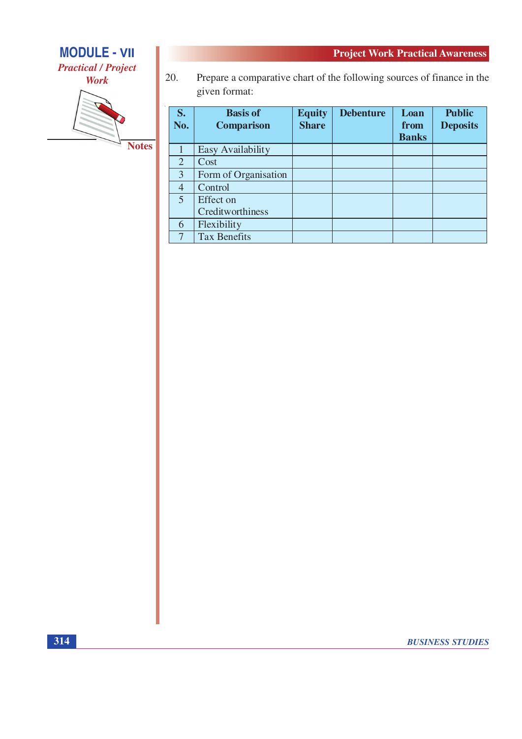20. Prepare a comparative chart of the following sources of finance in the given format:

| S. No. | Basis of Comparison | Equity Share | Debenture | Loan from Banks | Public Deposits |
|---|---|---|---|---|---|
| 1 | Easy Availability | | | | |
| 2 | Cost | | | | |
| 3 | Form of Organisation | | | | |
| 4 | Control | | | | |
| 5 | Effect on Creditworthiness | | | | |
| 6 | Flexibility | | | | |
| 7 | Tax Benefits | | | | |